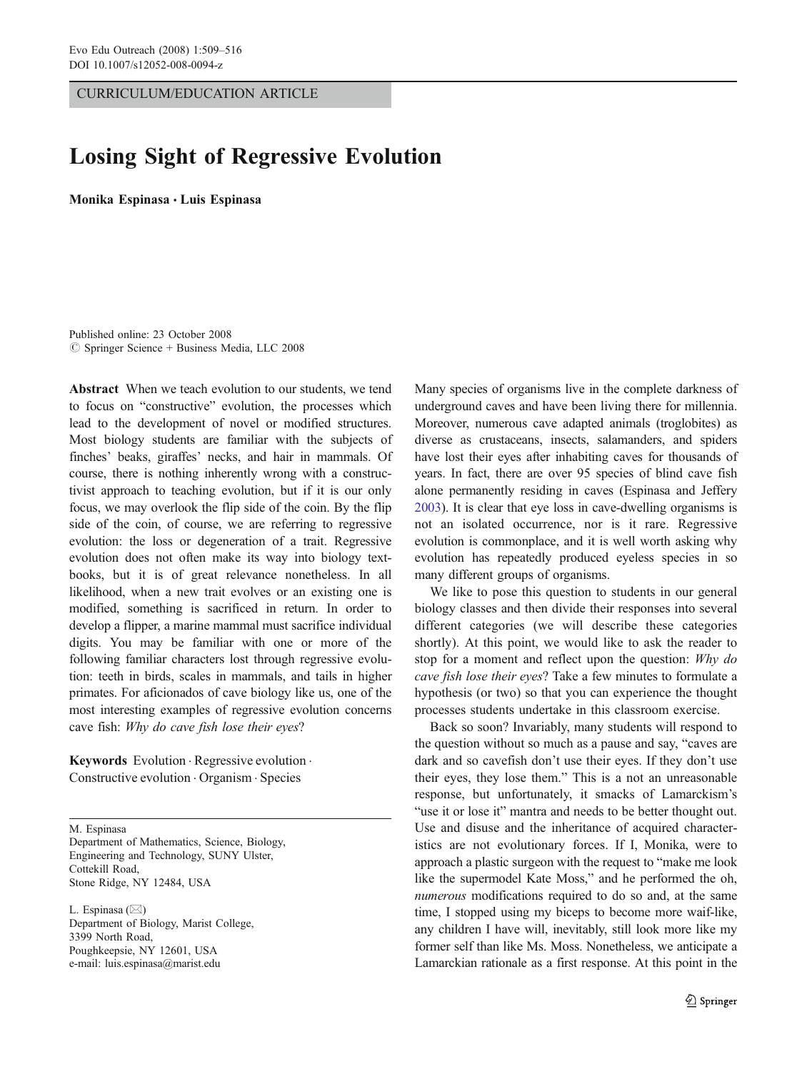CURRICULUM/EDUCATION ARTICLE

# Losing Sight of Regressive Evolution

**Monika Espinasa · Luis Espinasa**

Published online: 23 October 2008
© Springer Science + Business Media, LLC 2008

**Abstract** When we teach evolution to our students, we tend to focus on "constructive" evolution, the processes which lead to the development of novel or modified structures. Most biology students are familiar with the subjects of finches' beaks, giraffes' necks, and hair in mammals. Of course, there is nothing inherently wrong with a constructivist approach to teaching evolution, but if it is our only focus, we may overlook the flip side of the coin. By the flip side of the coin, of course, we are referring to regressive evolution: the loss or degeneration of a trait. Regressive evolution does not often make its way into biology textbooks, but it is of great relevance nonetheless. In all likelihood, when a new trait evolves or an existing one is modified, something is sacrificed in return. In order to develop a flipper, a marine mammal must sacrifice individual digits. You may be familiar with one or more of the following familiar characters lost through regressive evolution: teeth in birds, scales in mammals, and tails in higher primates. For aficionados of cave biology like us, one of the most interesting examples of regressive evolution concerns cave fish: *Why do cave fish lose their eyes*?

**Keywords** Evolution · Regressive evolution · Constructive evolution · Organism · Species

M. Espinasa
Department of Mathematics, Science, Biology, Engineering and Technology, SUNY Ulster, Cottekill Road, Stone Ridge, NY 12484, USA

L. Espinasa (✉)
Department of Biology, Marist College, 3399 North Road, Poughkeepsie, NY 12601, USA
e-mail: luis.espinasa@marist.edu

Many species of organisms live in the complete darkness of underground caves and have been living there for millennia. Moreover, numerous cave adapted animals (troglobites) as diverse as crustaceans, insects, salamanders, and spiders have lost their eyes after inhabiting caves for thousands of years. In fact, there are over 95 species of blind cave fish alone permanently residing in caves (Espinasa and Jeffery 2003). It is clear that eye loss in cave-dwelling organisms is not an isolated occurrence, nor is it rare. Regressive evolution is commonplace, and it is well worth asking why evolution has repeatedly produced eyeless species in so many different groups of organisms.

We like to pose this question to students in our general biology classes and then divide their responses into several different categories (we will describe these categories shortly). At this point, we would like to ask the reader to stop for a moment and reflect upon the question: *Why do cave fish lose their eyes*? Take a few minutes to formulate a hypothesis (or two) so that you can experience the thought processes students undertake in this classroom exercise.

Back so soon? Invariably, many students will respond to the question without so much as a pause and say, "caves are dark and so cavefish don't use their eyes. If they don't use their eyes, they lose them." This is a not an unreasonable response, but unfortunately, it smacks of Lamarckism's "use it or lose it" mantra and needs to be better thought out. Use and disuse and the inheritance of acquired characteristics are not evolutionary forces. If I, Monika, were to approach a plastic surgeon with the request to "make me look like the supermodel Kate Moss," and he performed the oh, *numerous* modifications required to do so and, at the same time, I stopped using my biceps to become more waif-like, any children I have will, inevitably, still look more like my former self than like Ms. Moss. Nonetheless, we anticipate a Lamarckian rationale as a first response. At this point in the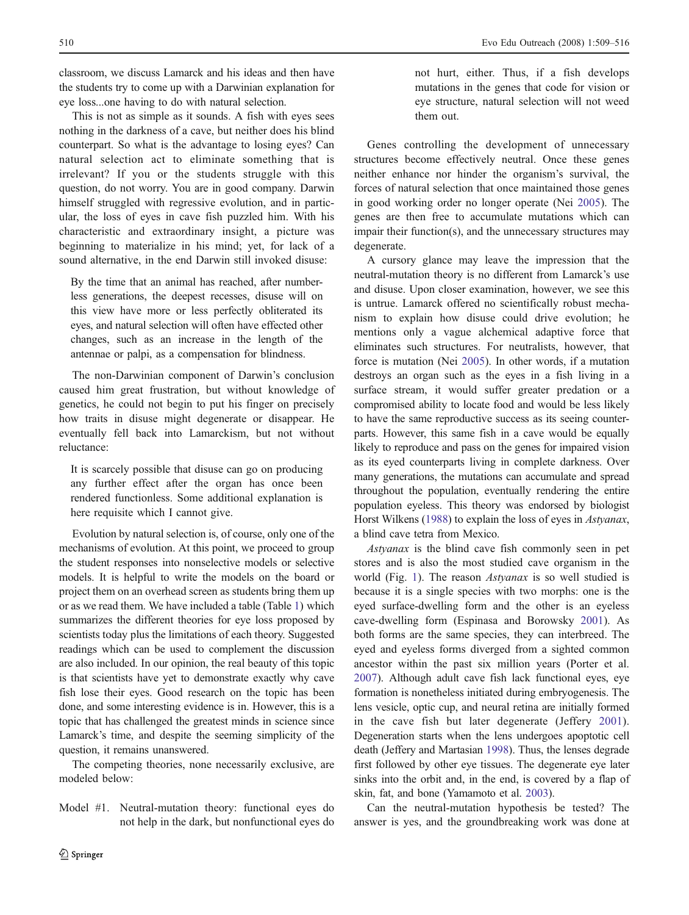classroom, we discuss Lamarck and his ideas and then have the students try to come up with a Darwinian explanation for eye loss...one having to do with natural selection.

This is not as simple as it sounds. A fish with eyes sees nothing in the darkness of a cave, but neither does his blind counterpart. So what is the advantage to losing eyes? Can natural selection act to eliminate something that is irrelevant? If you or the students struggle with this question, do not worry. You are in good company. Darwin himself struggled with regressive evolution, and in particular, the loss of eyes in cave fish puzzled him. With his characteristic and extraordinary insight, a picture was beginning to materialize in his mind; yet, for lack of a sound alternative, in the end Darwin still invoked disuse:

> By the time that an animal has reached, after numberless generations, the deepest recesses, disuse will on this view have more or less perfectly obliterated its eyes, and natural selection will often have effected other changes, such as an increase in the length of the antennae or palpi, as a compensation for blindness.

The non-Darwinian component of Darwin's conclusion caused him great frustration, but without knowledge of genetics, he could not begin to put his finger on precisely how traits in disuse might degenerate or disappear. He eventually fell back into Lamarckism, but not without reluctance:

> It is scarcely possible that disuse can go on producing any further effect after the organ has once been rendered functionless. Some additional explanation is here requisite which I cannot give.

Evolution by natural selection is, of course, only one of the mechanisms of evolution. At this point, we proceed to group the student responses into nonselective models or selective models. It is helpful to write the models on the board or project them on an overhead screen as students bring them up or as we read them. We have included a table (Table 1) which summarizes the different theories for eye loss proposed by scientists today plus the limitations of each theory. Suggested readings which can be used to complement the discussion are also included. In our opinion, the real beauty of this topic is that scientists have yet to demonstrate exactly why cave fish lose their eyes. Good research on the topic has been done, and some interesting evidence is in. However, this is a topic that has challenged the greatest minds in science since Lamarck's time, and despite the seeming simplicity of the question, it remains unanswered.

The competing theories, none necessarily exclusive, are modeled below:

Model #1. Neutral-mutation theory: functional eyes do not help in the dark, but nonfunctional eyes do not hurt, either. Thus, if a fish develops mutations in the genes that code for vision or eye structure, natural selection will not weed them out.

Genes controlling the development of unnecessary structures become effectively neutral. Once these genes neither enhance nor hinder the organism's survival, the forces of natural selection that once maintained those genes in good working order no longer operate (Nei 2005). The genes are then free to accumulate mutations which can impair their function(s), and the unnecessary structures may degenerate.

A cursory glance may leave the impression that the neutral-mutation theory is no different from Lamarck's use and disuse. Upon closer examination, however, we see this is untrue. Lamarck offered no scientifically robust mechanism to explain how disuse could drive evolution; he mentions only a vague alchemical adaptive force that eliminates such structures. For neutralists, however, that force is mutation (Nei 2005). In other words, if a mutation destroys an organ such as the eyes in a fish living in a surface stream, it would suffer greater predation or a compromised ability to locate food and would be less likely to have the same reproductive success as its seeing counterparts. However, this same fish in a cave would be equally likely to reproduce and pass on the genes for impaired vision as its eyed counterparts living in complete darkness. Over many generations, the mutations can accumulate and spread throughout the population, eventually rendering the entire population eyeless. This theory was endorsed by biologist Horst Wilkens (1988) to explain the loss of eyes in *Astyanax*, a blind cave tetra from Mexico.

*Astyanax* is the blind cave fish commonly seen in pet stores and is also the most studied cave organism in the world (Fig. 1). The reason *Astyanax* is so well studied is because it is a single species with two morphs: one is the eyed surface-dwelling form and the other is an eyeless cave-dwelling form (Espinasa and Borowsky 2001). As both forms are the same species, they can interbreed. The eyed and eyeless forms diverged from a sighted common ancestor within the past six million years (Porter et al. 2007). Although adult cave fish lack functional eyes, eye formation is nonetheless initiated during embryogenesis. The lens vesicle, optic cup, and neural retina are initially formed in the cave fish but later degenerate (Jeffery 2001). Degeneration starts when the lens undergoes apoptotic cell death (Jeffery and Martasian 1998). Thus, the lenses degrade first followed by other eye tissues. The degenerate eye later sinks into the orbit and, in the end, is covered by a flap of skin, fat, and bone (Yamamoto et al. 2003).

Can the neutral-mutation hypothesis be tested? The answer is yes, and the groundbreaking work was done at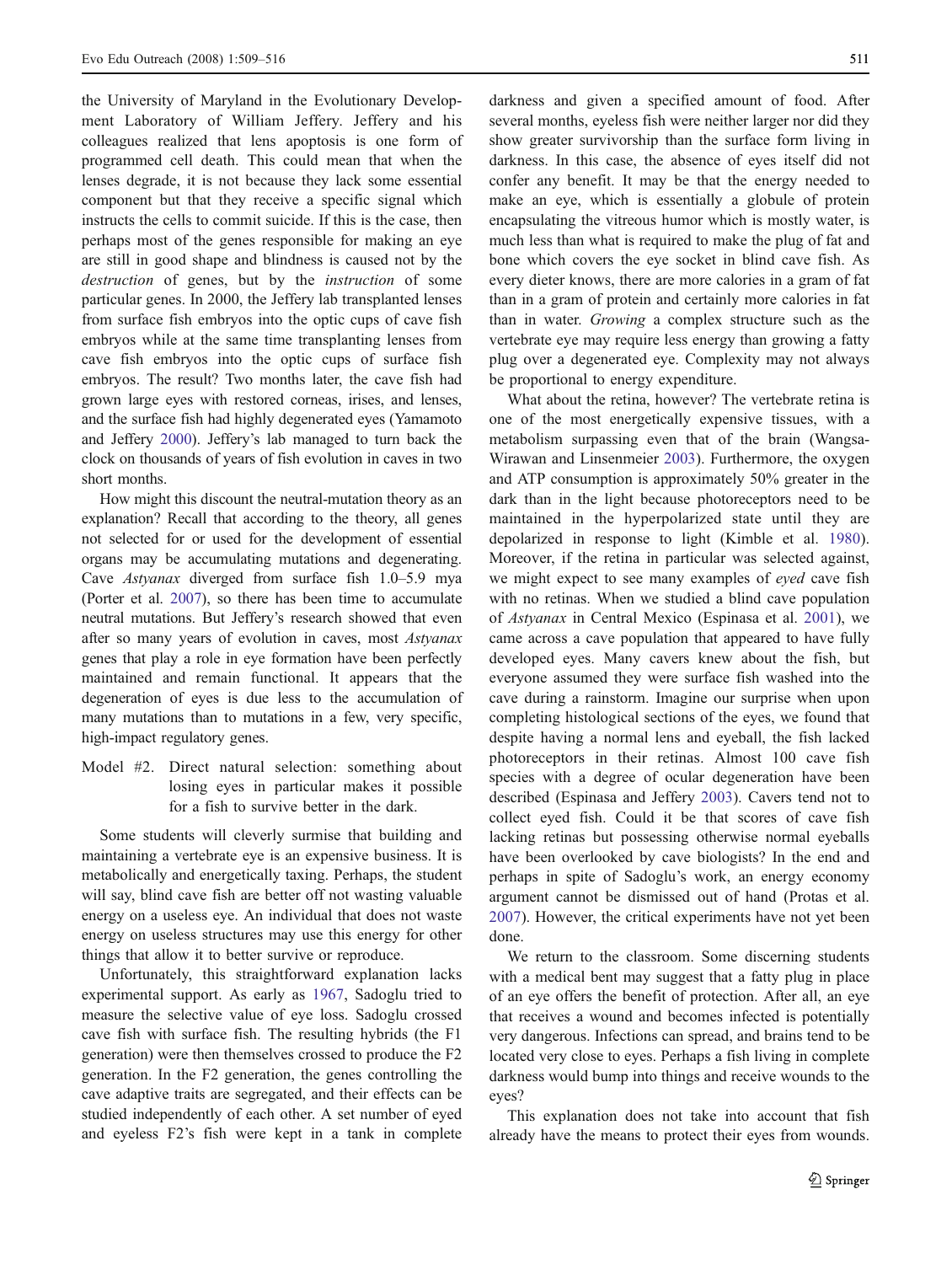the University of Maryland in the Evolutionary Development Laboratory of William Jeffery. Jeffery and his colleagues realized that lens apoptosis is one form of programmed cell death. This could mean that when the lenses degrade, it is not because they lack some essential component but that they receive a specific signal which instructs the cells to commit suicide. If this is the case, then perhaps most of the genes responsible for making an eye are still in good shape and blindness is caused not by the *destruction* of genes, but by the *instruction* of some particular genes. In 2000, the Jeffery lab transplanted lenses from surface fish embryos into the optic cups of cave fish embryos while at the same time transplanting lenses from cave fish embryos into the optic cups of surface fish embryos. The result? Two months later, the cave fish had grown large eyes with restored corneas, irises, and lenses, and the surface fish had highly degenerated eyes (Yamamoto and Jeffery 2000). Jeffery's lab managed to turn back the clock on thousands of years of fish evolution in caves in two short months.

How might this discount the neutral-mutation theory as an explanation? Recall that according to the theory, all genes not selected for or used for the development of essential organs may be accumulating mutations and degenerating. Cave *Astyanax* diverged from surface fish 1.0–5.9 mya (Porter et al. 2007), so there has been time to accumulate neutral mutations. But Jeffery's research showed that even after so many years of evolution in caves, most *Astyanax* genes that play a role in eye formation have been perfectly maintained and remain functional. It appears that the degeneration of eyes is due less to the accumulation of many mutations than to mutations in a few, very specific, high-impact regulatory genes.

Model #2. Direct natural selection: something about losing eyes in particular makes it possible for a fish to survive better in the dark.

Some students will cleverly surmise that building and maintaining a vertebrate eye is an expensive business. It is metabolically and energetically taxing. Perhaps, the student will say, blind cave fish are better off not wasting valuable energy on a useless eye. An individual that does not waste energy on useless structures may use this energy for other things that allow it to better survive or reproduce.

Unfortunately, this straightforward explanation lacks experimental support. As early as 1967, Sadoglu tried to measure the selective value of eye loss. Sadoglu crossed cave fish with surface fish. The resulting hybrids (the F1 generation) were then themselves crossed to produce the F2 generation. In the F2 generation, the genes controlling the cave adaptive traits are segregated, and their effects can be studied independently of each other. A set number of eyed and eyeless F2's fish were kept in a tank in complete darkness and given a specified amount of food. After several months, eyeless fish were neither larger nor did they show greater survivorship than the surface form living in darkness. In this case, the absence of eyes itself did not confer any benefit. It may be that the energy needed to make an eye, which is essentially a globule of protein encapsulating the vitreous humor which is mostly water, is much less than what is required to make the plug of fat and bone which covers the eye socket in blind cave fish. As every dieter knows, there are more calories in a gram of fat than in a gram of protein and certainly more calories in fat than in water. *Growing* a complex structure such as the vertebrate eye may require less energy than growing a fatty plug over a degenerated eye. Complexity may not always be proportional to energy expenditure.

What about the retina, however? The vertebrate retina is one of the most energetically expensive tissues, with a metabolism surpassing even that of the brain (Wangsa-Wirawan and Linsenmeier 2003). Furthermore, the oxygen and ATP consumption is approximately 50% greater in the dark than in the light because photoreceptors need to be maintained in the hyperpolarized state until they are depolarized in response to light (Kimble et al. 1980). Moreover, if the retina in particular was selected against, we might expect to see many examples of *eyed* cave fish with no retinas. When we studied a blind cave population of *Astyanax* in Central Mexico (Espinasa et al. 2001), we came across a cave population that appeared to have fully developed eyes. Many cavers knew about the fish, but everyone assumed they were surface fish washed into the cave during a rainstorm. Imagine our surprise when upon completing histological sections of the eyes, we found that despite having a normal lens and eyeball, the fish lacked photoreceptors in their retinas. Almost 100 cave fish species with a degree of ocular degeneration have been described (Espinasa and Jeffery 2003). Cavers tend not to collect eyed fish. Could it be that scores of cave fish lacking retinas but possessing otherwise normal eyeballs have been overlooked by cave biologists? In the end and perhaps in spite of Sadoglu's work, an energy economy argument cannot be dismissed out of hand (Protas et al. 2007). However, the critical experiments have not yet been done.

We return to the classroom. Some discerning students with a medical bent may suggest that a fatty plug in place of an eye offers the benefit of protection. After all, an eye that receives a wound and becomes infected is potentially very dangerous. Infections can spread, and brains tend to be located very close to eyes. Perhaps a fish living in complete darkness would bump into things and receive wounds to the eyes?

This explanation does not take into account that fish already have the means to protect their eyes from wounds.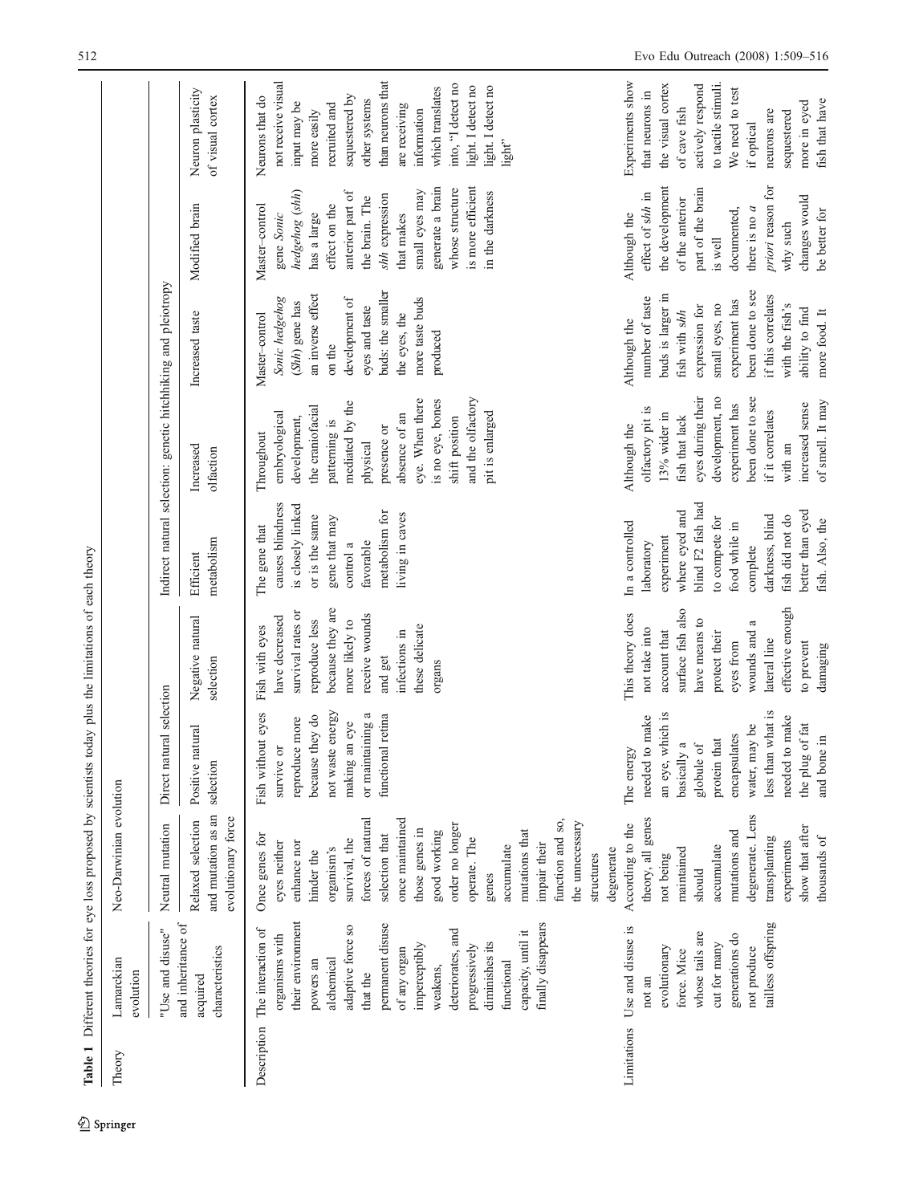**Table 1** Different theories for eye loss proposed by scientists today plus the limitations of each theory

| Theory | Lamarckian evolution | Neo-Darwinian evolution | | | | | | | |
|---|---|---|---|---|---|---|---|---|---|
| | | Neutral mutation | Direct natural selection | | Indirect natural selection: genetic hitchhiking and pleiotropy | | | | |
| | "Use and disuse" and inheritance of acquired characteristics | Relaxed selection and mutation as an evolutionary force | Positive natural selection | Negative natural selection | Efficient metabolism | Increased olfaction | Increased taste | Modified brain | Neuron plasticity of visual cortex |
| Description | The interaction of organisms with their environment powers an alchemical adaptive force so that the permanent disuse of any organ imperceptibly weakens, deteriorates, and progressively diminishes its functional capacity, until it finally disappears | Once genes for eyes neither enhance nor hinder the organism's survival, the forces of natural selection that once maintained those genes in good working order no longer operate. The genes accumulate mutations that impair their function and so, the unnecessary structures degenerate | Fish without eyes survive or reproduce more because they do not waste energy making an eye or maintaining a functional retina | Fish with eyes have decreased survival rates or reproduce less because they are more likely to receive wounds and get infections in these delicate organs | The gene that causes blindness is closely linked or is the same gene that may control a favorable metabolism for living in caves | Throughout embryological development, the craniofacial patterning is mediated by the physical presence or absence of an eye. When there is no eye, bones shift position and the olfactory pit is enlarged | Master-control *Sonic hedgehog* (*Shh*) gene has an inverse effect on the development of eyes and taste buds: the smaller the eyes, the more taste buds produced | Master-control gene *Sonic hedgehog* (*shh*) has a large effect on the anterior part of the brain. The *shh* expression that makes small eyes may generate a brain whose structure is more efficient in the darkness | Neurons that do not receive visual input may be more easily recruited and sequestered by other systems than neurons that are receiving information which translates into, "I detect no light. I detect no light. I detect no light" |
| Limitations | Use and disuse is not an evolutionary force. Mice whose tails are cut for many generations do not produce tailless offspring | According to the theory, all genes not being maintained should accumulate mutations and degenerate. Lens transplanting experiments show that after thousands of | The energy needed to make an eye, which is basically a globule of protein that encapsulates water, may be less than what is needed to make the plug of fat and bone in | This theory does not take into account that surface fish also have means to protect their eyes from wounds and a lateral line effective enough to prevent damaging | In a controlled laboratory experiment where eyed and blind F2 fish had to compete for food while in complete darkness, blind fish did not do better than eyed fish. Also, the | Although the olfactory pit is 13% wider in fish that lack eyes during their development, no experiment has been done to see if it correlates with an increased sense of smell. It may | Although the number of taste buds is larger in fish with *shh* expression for small eyes, no experiment has been done to see if this correlates with the fish's ability to find more food. It | Although the effect of *shh* in the development of the anterior part of the brain is well documented, there is no *a priori* reason for why such changes would be better for | Experiments show that neurons in the visual cortex of cave fish actively respond to tactile stimuli. We need to test if optical neurons are sequestered more in eyed fish that have |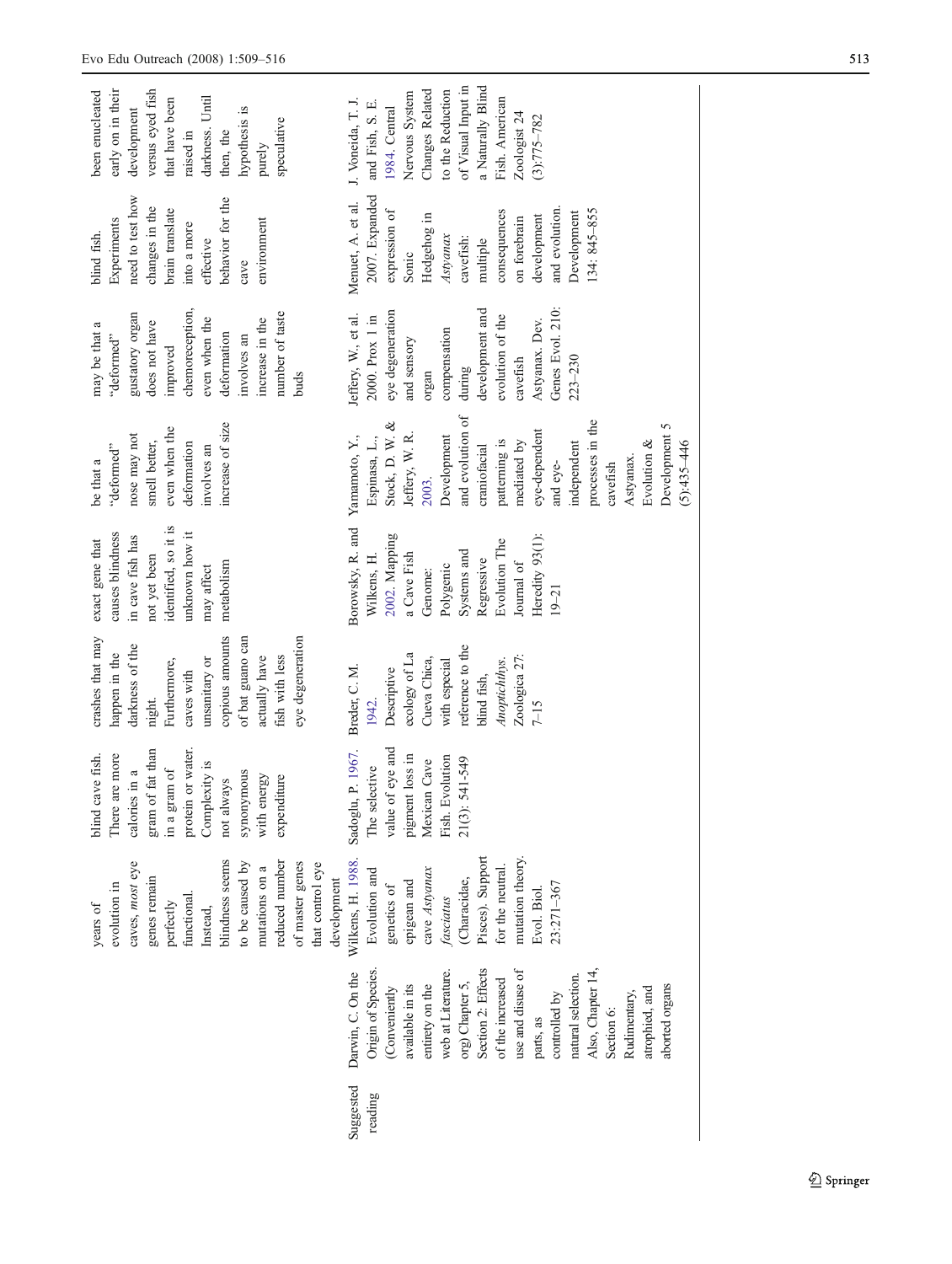| | | | | | | | | | |
|---|---|---|---|---|---|---|---|---|---|
| | | years of evolution in caves, *most* eye genes remain perfectly functional. Instead, blindness seems to be caused by mutations on a reduced number of master genes that control eye development | blind cave fish. There are more calories in a gram of fat than in a gram of protein or water. Complexity is not always synonymous with energy expenditure | crashes that may happen in the darkness of the night. Furthermore, caves with unsanitary or copious amounts of bat guano can actually have fish with less eye degeneration | exact gene that causes blindness in cave fish has not yet been identified, so it is unknown how it may affect metabolism | be that a "deformed" nose may not smell better, even when the deformation involves an increase of size | may be that a "deformed" gustatory organ does not have improved chemoreception, even when the deformation involves an increase in the number of taste buds | blind fish. Experiments need to test how changes in the brain translate into a more effective behavior for the cave environment | been enucleated early on in their development versus eyed fish that have been raised in darkness. Until then, the hypothesis is purely speculative |
| Suggested reading | Darwin, C. On the Origin of Species. (Conveniently available in its entirety on the web at Literature.org) Chapter 5, Section 2: Effects of the increased use and disuse of parts, as controlled by natural selection. Also, Chapter 14, Section 6: Rudimentary, atrophied, and aborted organs | Wilkens, H. 1988. Evolution and genetics of epigean and cave *Astyanax fasciatus* (Characidae, Pisces). Support for the neutral mutation theory. Evol. Biol. 23:271–367 | Sadoglu, P. 1967. The selective value of eye and pigment loss in Mexican Cave Fish. Evolution 21(3): 541-549 | Breder, C. M. 1942. Descriptive ecology of La Cueva Chica, with especial reference to the blind fish, *Anoptichthys*. Zoologica 27: 7–15 | Borowsky, R. and Wilkens, H. 2002. Mapping a Cave Fish Genome: Polygenic Systems and Regressive Evolution The Journal of Heredity 93(1): 19–21 | Yamamoto, Y., Espinasa, L., Stock, D. W. & Jeffery, W. R. 2003. Development and evolution of craniofacial patterning is mediated by eye-dependent and eye-independent processes in the cavefish Astyanax. Evolution & Development 5 (5):435–446 | Jeffery, W., et al. 2000. Prox 1 in eye degeneration and sensory organ compensation during development and evolution of the cavefish Astyanax. Dev. Genes Evol. 210: 223–230 | Menuet, A. et al. 2007. Expanded expression of Sonic Hedgehog in *Astyanax* cavefish: multiple consequences on forebrain development and evolution. Development 134: 845–855 | J. Yoneida, T. J. and Fish, S. E. 1984. Central Nervous System Changes Related to the Reduction of Visual Input in a Naturally Blind Fish. American Zoologist 24 (3):775–782 |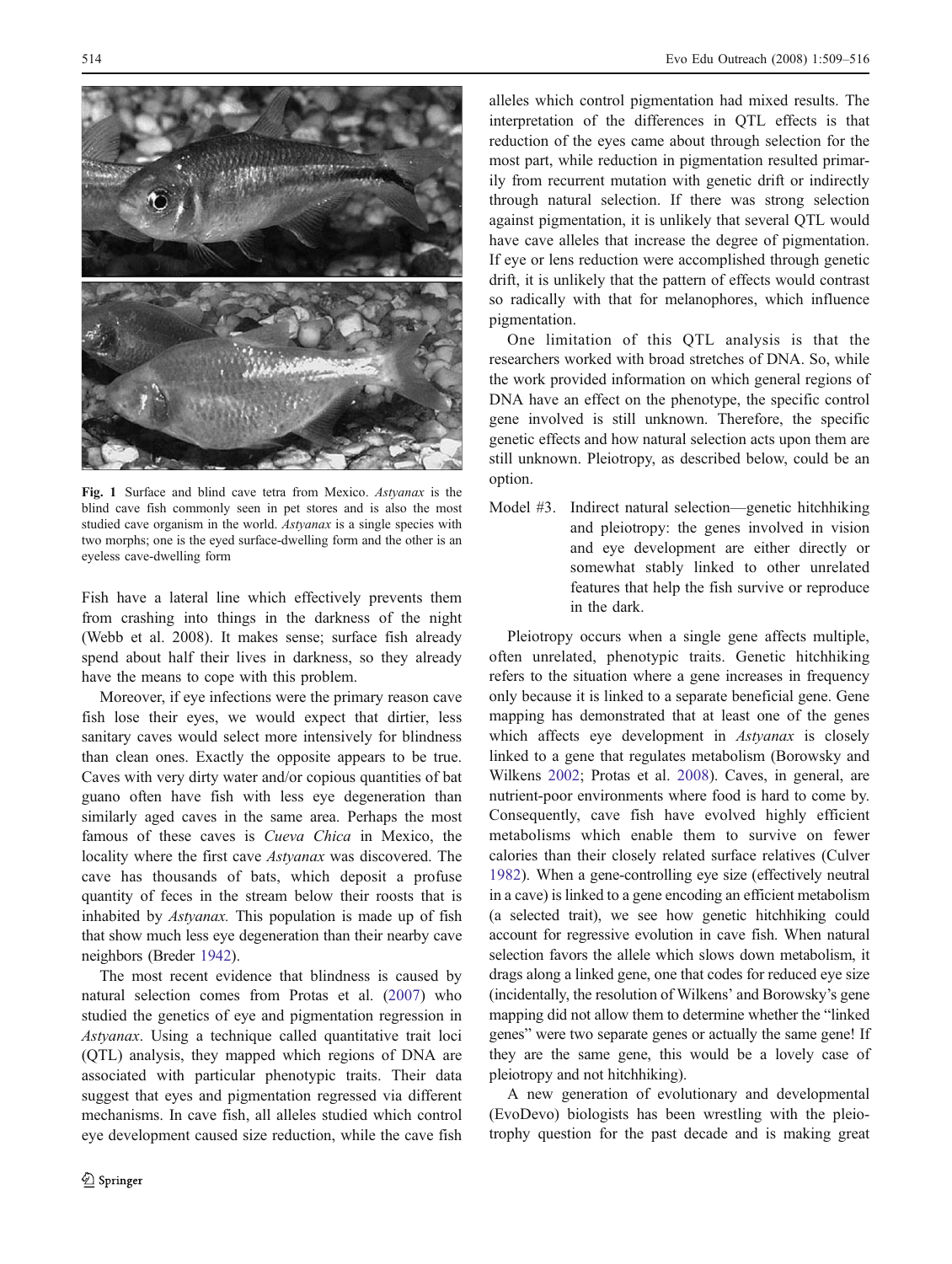Fig. 1 Surface and blind cave tetra from Mexico. *Astyanax* is the blind cave fish commonly seen in pet stores and is also the most studied cave organism in the world. *Astyanax* is a single species with two morphs; one is the eyed surface-dwelling form and the other is an eyeless cave-dwelling form

Fish have a lateral line which effectively prevents them from crashing into things in the darkness of the night (Webb et al. 2008). It makes sense; surface fish already spend about half their lives in darkness, so they already have the means to cope with this problem.

Moreover, if eye infections were the primary reason cave fish lose their eyes, we would expect that dirtier, less sanitary caves would select more intensively for blindness than clean ones. Exactly the opposite appears to be true. Caves with very dirty water and/or copious quantities of bat guano often have fish with less eye degeneration than similarly aged caves in the same area. Perhaps the most famous of these caves is *Cueva Chica* in Mexico, the locality where the first cave *Astyanax* was discovered. The cave has thousands of bats, which deposit a profuse quantity of feces in the stream below their roosts that is inhabited by *Astyanax.* This population is made up of fish that show much less eye degeneration than their nearby cave neighbors (Breder 1942).

The most recent evidence that blindness is caused by natural selection comes from Protas et al. (2007) who studied the genetics of eye and pigmentation regression in *Astyanax*. Using a technique called quantitative trait loci (QTL) analysis, they mapped which regions of DNA are associated with particular phenotypic traits. Their data suggest that eyes and pigmentation regressed via different mechanisms. In cave fish, all alleles studied which control eye development caused size reduction, while the cave fish alleles which control pigmentation had mixed results. The interpretation of the differences in QTL effects is that reduction of the eyes came about through selection for the most part, while reduction in pigmentation resulted primarily from recurrent mutation with genetic drift or indirectly through natural selection. If there was strong selection against pigmentation, it is unlikely that several QTL would have cave alleles that increase the degree of pigmentation. If eye or lens reduction were accomplished through genetic drift, it is unlikely that the pattern of effects would contrast so radically with that for melanophores, which influence pigmentation.

One limitation of this QTL analysis is that the researchers worked with broad stretches of DNA. So, while the work provided information on which general regions of DNA have an effect on the phenotype, the specific control gene involved is still unknown. Therefore, the specific genetic effects and how natural selection acts upon them are still unknown. Pleiotropy, as described below, could be an option.

Model #3. Indirect natural selection—genetic hitchhiking and pleiotropy: the genes involved in vision and eye development are either directly or somewhat stably linked to other unrelated features that help the fish survive or reproduce in the dark.

Pleiotropy occurs when a single gene affects multiple, often unrelated, phenotypic traits. Genetic hitchhiking refers to the situation where a gene increases in frequency only because it is linked to a separate beneficial gene. Gene mapping has demonstrated that at least one of the genes which affects eye development in *Astyanax* is closely linked to a gene that regulates metabolism (Borowsky and Wilkens 2002; Protas et al. 2008). Caves, in general, are nutrient-poor environments where food is hard to come by. Consequently, cave fish have evolved highly efficient metabolisms which enable them to survive on fewer calories than their closely related surface relatives (Culver 1982). When a gene-controlling eye size (effectively neutral in a cave) is linked to a gene encoding an efficient metabolism (a selected trait), we see how genetic hitchhiking could account for regressive evolution in cave fish. When natural selection favors the allele which slows down metabolism, it drags along a linked gene, one that codes for reduced eye size (incidentally, the resolution of Wilkens' and Borowsky's gene mapping did not allow them to determine whether the "linked genes" were two separate genes or actually the same gene! If they are the same gene, this would be a lovely case of pleiotropy and not hitchhiking).

A new generation of evolutionary and developmental (EvoDevo) biologists has been wrestling with the pleiotrophy question for the past decade and is making great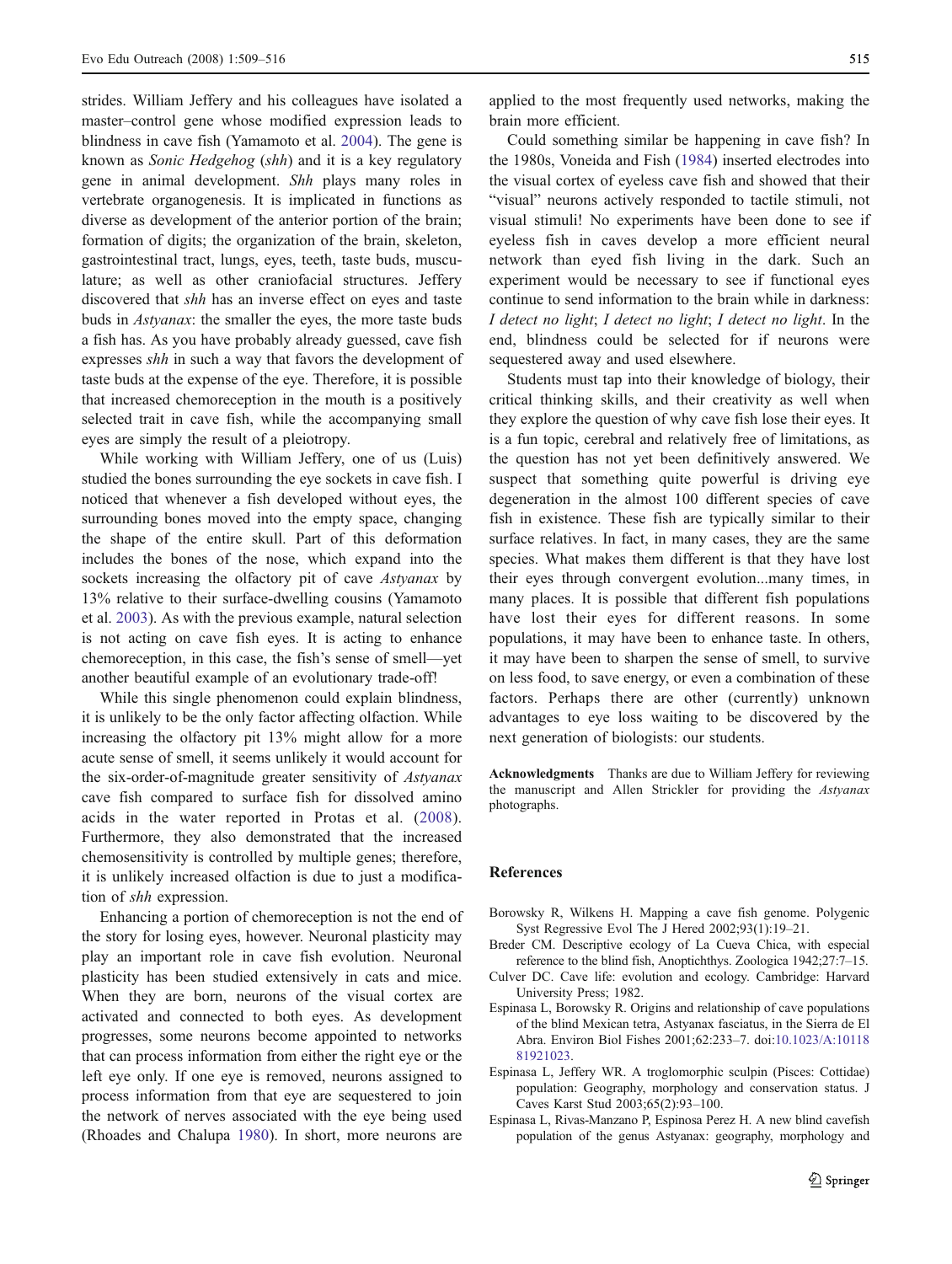strides. William Jeffery and his colleagues have isolated a master–control gene whose modified expression leads to blindness in cave fish (Yamamoto et al. 2004). The gene is known as *Sonic Hedgehog* (*shh*) and it is a key regulatory gene in animal development. *Shh* plays many roles in vertebrate organogenesis. It is implicated in functions as diverse as development of the anterior portion of the brain; formation of digits; the organization of the brain, skeleton, gastrointestinal tract, lungs, eyes, teeth, taste buds, musculature; as well as other craniofacial structures. Jeffery discovered that *shh* has an inverse effect on eyes and taste buds in *Astyanax*: the smaller the eyes, the more taste buds a fish has. As you have probably already guessed, cave fish expresses *shh* in such a way that favors the development of taste buds at the expense of the eye. Therefore, it is possible that increased chemoreception in the mouth is a positively selected trait in cave fish, while the accompanying small eyes are simply the result of a pleiotropy.

While working with William Jeffery, one of us (Luis) studied the bones surrounding the eye sockets in cave fish. I noticed that whenever a fish developed without eyes, the surrounding bones moved into the empty space, changing the shape of the entire skull. Part of this deformation includes the bones of the nose, which expand into the sockets increasing the olfactory pit of cave *Astyanax* by 13% relative to their surface-dwelling cousins (Yamamoto et al. 2003). As with the previous example, natural selection is not acting on cave fish eyes. It is acting to enhance chemoreception, in this case, the fish's sense of smell—yet another beautiful example of an evolutionary trade-off!

While this single phenomenon could explain blindness, it is unlikely to be the only factor affecting olfaction. While increasing the olfactory pit 13% might allow for a more acute sense of smell, it seems unlikely it would account for the six-order-of-magnitude greater sensitivity of *Astyanax* cave fish compared to surface fish for dissolved amino acids in the water reported in Protas et al. (2008). Furthermore, they also demonstrated that the increased chemosensitivity is controlled by multiple genes; therefore, it is unlikely increased olfaction is due to just a modification of *shh* expression.

Enhancing a portion of chemoreception is not the end of the story for losing eyes, however. Neuronal plasticity may play an important role in cave fish evolution. Neuronal plasticity has been studied extensively in cats and mice. When they are born, neurons of the visual cortex are activated and connected to both eyes. As development progresses, some neurons become appointed to networks that can process information from either the right eye or the left eye only. If one eye is removed, neurons assigned to process information from that eye are sequestered to join the network of nerves associated with the eye being used (Rhoades and Chalupa 1980). In short, more neurons are applied to the most frequently used networks, making the brain more efficient.

Could something similar be happening in cave fish? In the 1980s, Voneida and Fish (1984) inserted electrodes into the visual cortex of eyeless cave fish and showed that their "visual" neurons actively responded to tactile stimuli, not visual stimuli! No experiments have been done to see if eyeless fish in caves develop a more efficient neural network than eyed fish living in the dark. Such an experiment would be necessary to see if functional eyes continue to send information to the brain while in darkness: *I detect no light*; *I detect no light*; *I detect no light*. In the end, blindness could be selected for if neurons were sequestered away and used elsewhere.

Students must tap into their knowledge of biology, their critical thinking skills, and their creativity as well when they explore the question of why cave fish lose their eyes. It is a fun topic, cerebral and relatively free of limitations, as the question has not yet been definitively answered. We suspect that something quite powerful is driving eye degeneration in the almost 100 different species of cave fish in existence. These fish are typically similar to their surface relatives. In fact, in many cases, they are the same species. What makes them different is that they have lost their eyes through convergent evolution...many times, in many places. It is possible that different fish populations have lost their eyes for different reasons. In some populations, it may have been to enhance taste. In others, it may have been to sharpen the sense of smell, to survive on less food, to save energy, or even a combination of these factors. Perhaps there are other (currently) unknown advantages to eye loss waiting to be discovered by the next generation of biologists: our students.

**Acknowledgments** Thanks are due to William Jeffery for reviewing the manuscript and Allen Strickler for providing the *Astyanax* photographs.

## References

Borowsky R, Wilkens H. Mapping a cave fish genome. Polygenic Syst Regressive Evol The J Hered 2002;93(1):19–21.

Breder CM. Descriptive ecology of La Cueva Chica, with especial reference to the blind fish, Anoptichthys. Zoologica 1942;27:7–15.

Culver DC. Cave life: evolution and ecology. Cambridge: Harvard University Press; 1982.

Espinasa L, Borowsky R. Origins and relationship of cave populations of the blind Mexican tetra, Astyanax fasciatus, in the Sierra de El Abra. Environ Biol Fishes 2001;62:233–7. doi:10.1023/A:1011881921023.

Espinasa L, Jeffery WR. A troglomorphic sculpin (Pisces: Cottidae) population: Geography, morphology and conservation status. J Caves Karst Stud 2003;65(2):93–100.

Espinasa L, Rivas-Manzano P, Espinosa Perez H. A new blind cavefish population of the genus Astyanax: geography, morphology and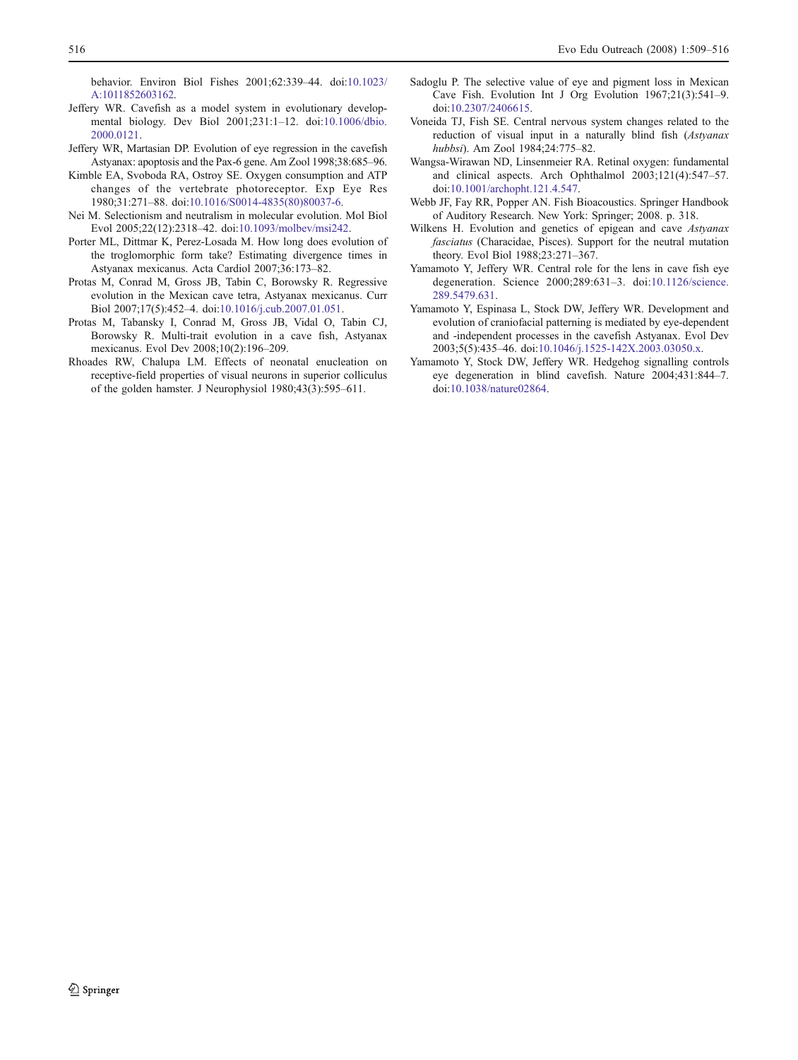behavior. Environ Biol Fishes 2001;62:339–44. doi:10.1023/A:1011852603162.

Jeffery WR. Cavefish as a model system in evolutionary developmental biology. Dev Biol 2001;231:1–12. doi:10.1006/dbio.2000.0121.

Jeffery WR, Martasian DP. Evolution of eye regression in the cavefish Astyanax: apoptosis and the Pax-6 gene. Am Zool 1998;38:685–96.

Kimble EA, Svoboda RA, Ostroy SE. Oxygen consumption and ATP changes of the vertebrate photoreceptor. Exp Eye Res 1980;31:271–88. doi:10.1016/S0014-4835(80)80037-6.

Nei M. Selectionism and neutralism in molecular evolution. Mol Biol Evol 2005;22(12):2318–42. doi:10.1093/molbev/msi242.

Porter ML, Dittmar K, Perez-Losada M. How long does evolution of the troglomorphic form take? Estimating divergence times in Astyanax mexicanus. Acta Cardiol 2007;36:173–82.

Protas M, Conrad M, Gross JB, Tabin C, Borowsky R. Regressive evolution in the Mexican cave tetra, Astyanax mexicanus. Curr Biol 2007;17(5):452–4. doi:10.1016/j.cub.2007.01.051.

Protas M, Tabansky I, Conrad M, Gross JB, Vidal O, Tabin CJ, Borowsky R. Multi-trait evolution in a cave fish, Astyanax mexicanus. Evol Dev 2008;10(2):196–209.

Rhoades RW, Chalupa LM. Effects of neonatal enucleation on receptive-field properties of visual neurons in superior colliculus of the golden hamster. J Neurophysiol 1980;43(3):595–611.

Sadoglu P. The selective value of eye and pigment loss in Mexican Cave Fish. Evolution Int J Org Evolution 1967;21(3):541–9. doi:10.2307/2406615.

Voneida TJ, Fish SE. Central nervous system changes related to the reduction of visual input in a naturally blind fish (*Astyanax hubbsi*). Am Zool 1984;24:775–82.

Wangsa-Wirawan ND, Linsenmeier RA. Retinal oxygen: fundamental and clinical aspects. Arch Ophthalmol 2003;121(4):547–57. doi:10.1001/archopht.121.4.547.

Webb JF, Fay RR, Popper AN. Fish Bioacoustics. Springer Handbook of Auditory Research. New York: Springer; 2008. p. 318.

Wilkens H. Evolution and genetics of epigean and cave *Astyanax fasciatus* (Characidae, Pisces). Support for the neutral mutation theory. Evol Biol 1988;23:271–367.

Yamamoto Y, Jeffery WR. Central role for the lens in cave fish eye degeneration. Science 2000;289:631–3. doi:10.1126/science.289.5479.631.

Yamamoto Y, Espinasa L, Stock DW, Jeffery WR. Development and evolution of craniofacial patterning is mediated by eye-dependent and -independent processes in the cavefish Astyanax. Evol Dev 2003;5(5):435–46. doi:10.1046/j.1525-142X.2003.03050.x.

Yamamoto Y, Stock DW, Jeffery WR. Hedgehog signalling controls eye degeneration in blind cavefish. Nature 2004;431:844–7. doi:10.1038/nature02864.